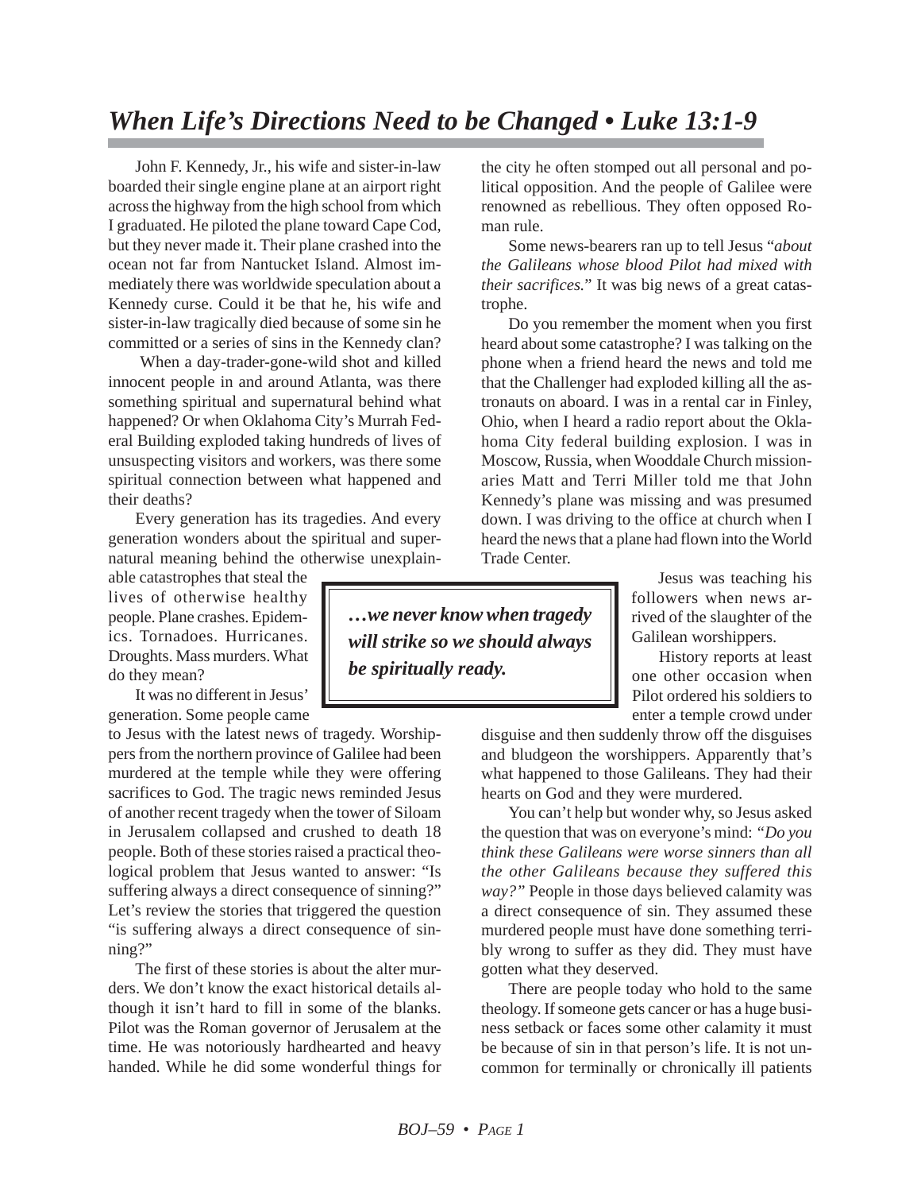# *When Life's Directions Need to be Changed • Luke 13:1-9*

John F. Kennedy, Jr., his wife and sister-in-law boarded their single engine plane at an airport right across the highway from the high school from which I graduated. He piloted the plane toward Cape Cod, but they never made it. Their plane crashed into the ocean not far from Nantucket Island. Almost immediately there was worldwide speculation about a Kennedy curse. Could it be that he, his wife and sister-in-law tragically died because of some sin he committed or a series of sins in the Kennedy clan?

When a day-trader-gone-wild shot and killed innocent people in and around Atlanta, was there something spiritual and supernatural behind what happened? Or when Oklahoma City's Murrah Federal Building exploded taking hundreds of lives of unsuspecting visitors and workers, was there some spiritual connection between what happened and their deaths?

Every generation has its tragedies. And every generation wonders about the spiritual and supernatural meaning behind the otherwise unexplainable catastrophes that steal the lives of otherwise healthy people. Plane crashes. Epidemics. Tornadoes. Hurricanes. Droughts. Mass murders. What do they mean?

> ***…we never know when tragedy will strike so we should always be spiritually ready.***

It was no different in Jesus' generation. Some people came to Jesus with the latest news of tragedy. Worshippers from the northern province of Galilee had been murdered at the temple while they were offering sacrifices to God. The tragic news reminded Jesus of another recent tragedy when the tower of Siloam in Jerusalem collapsed and crushed to death 18 people. Both of these stories raised a practical theological problem that Jesus wanted to answer: "Is suffering always a direct consequence of sinning?" Let's review the stories that triggered the question "is suffering always a direct consequence of sinning?"

The first of these stories is about the alter murders. We don't know the exact historical details although it isn't hard to fill in some of the blanks. Pilot was the Roman governor of Jerusalem at the time. He was notoriously hardhearted and heavy handed. While he did some wonderful things for the city he often stomped out all personal and political opposition. And the people of Galilee were renowned as rebellious. They often opposed Roman rule.

Some news-bearers ran up to tell Jesus "*about the Galileans whose blood Pilot had mixed with their sacrifices.*" It was big news of a great catastrophe.

Do you remember the moment when you first heard about some catastrophe? I was talking on the phone when a friend heard the news and told me that the Challenger had exploded killing all the astronauts on aboard. I was in a rental car in Finley, Ohio, when I heard a radio report about the Oklahoma City federal building explosion. I was in Moscow, Russia, when Wooddale Church missionaries Matt and Terri Miller told me that John Kennedy's plane was missing and was presumed down. I was driving to the office at church when I heard the news that a plane had flown into the World Trade Center.

Jesus was teaching his followers when news arrived of the slaughter of the Galilean worshippers.

History reports at least one other occasion when Pilot ordered his soldiers to enter a temple crowd under disguise and then suddenly throw off the disguises and bludgeon the worshippers. Apparently that's what happened to those Galileans. They had their hearts on God and they were murdered.

You can't help but wonder why, so Jesus asked the question that was on everyone's mind: *"Do you think these Galileans were worse sinners than all the other Galileans because they suffered this way?"* People in those days believed calamity was a direct consequence of sin. They assumed these murdered people must have done something terribly wrong to suffer as they did. They must have gotten what they deserved.

There are people today who hold to the same theology. If someone gets cancer or has a huge business setback or faces some other calamity it must be because of sin in that person's life. It is not uncommon for terminally or chronically ill patients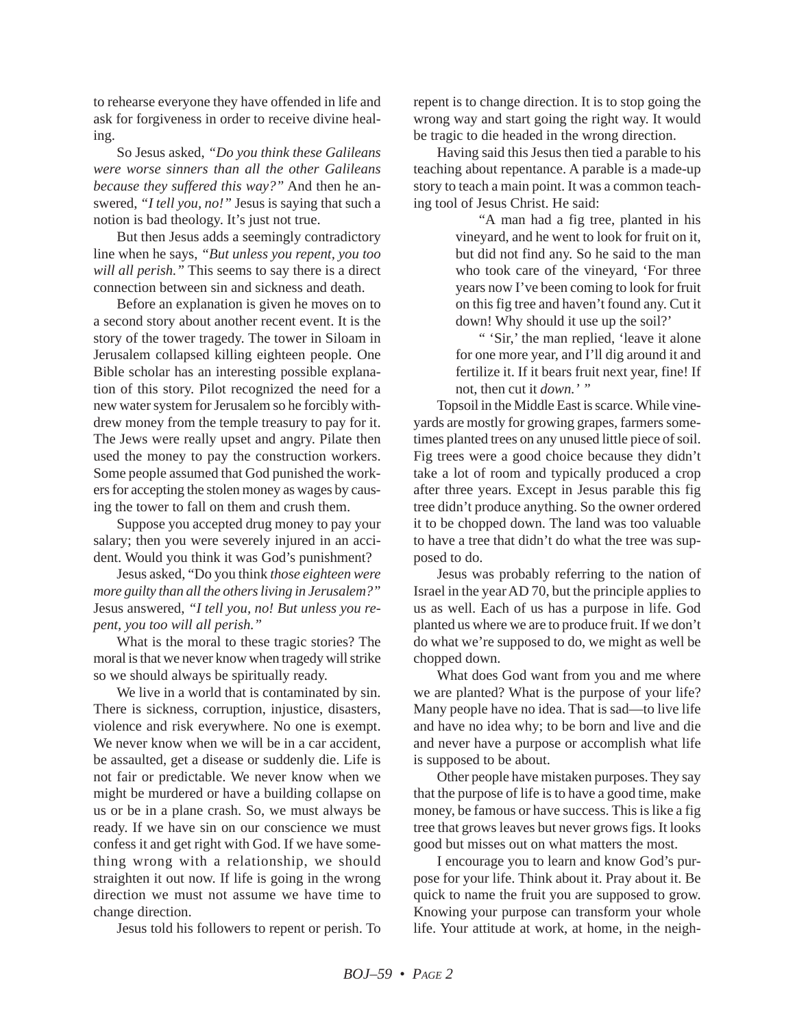to rehearse everyone they have offended in life and ask for forgiveness in order to receive divine healing.

So Jesus asked, *"Do you think these Galileans were worse sinners than all the other Galileans because they suffered this way?"* And then he answered, *"I tell you, no!"* Jesus is saying that such a notion is bad theology. It's just not true.

But then Jesus adds a seemingly contradictory line when he says, *"But unless you repent, you too will all perish."* This seems to say there is a direct connection between sin and sickness and death.

Before an explanation is given he moves on to a second story about another recent event. It is the story of the tower tragedy. The tower in Siloam in Jerusalem collapsed killing eighteen people. One Bible scholar has an interesting possible explanation of this story. Pilot recognized the need for a new water system for Jerusalem so he forcibly withdrew money from the temple treasury to pay for it. The Jews were really upset and angry. Pilate then used the money to pay the construction workers. Some people assumed that God punished the workers for accepting the stolen money as wages by causing the tower to fall on them and crush them.

Suppose you accepted drug money to pay your salary; then you were severely injured in an accident. Would you think it was God's punishment?

Jesus asked, "Do you think *those eighteen were more guilty than all the others living in Jerusalem?"* Jesus answered, *"I tell you, no! But unless you repent, you too will all perish."*

What is the moral to these tragic stories? The moral is that we never know when tragedy will strike so we should always be spiritually ready.

We live in a world that is contaminated by sin. There is sickness, corruption, injustice, disasters, violence and risk everywhere. No one is exempt. We never know when we will be in a car accident, be assaulted, get a disease or suddenly die. Life is not fair or predictable. We never know when we might be murdered or have a building collapse on us or be in a plane crash. So, we must always be ready. If we have sin on our conscience we must confess it and get right with God. If we have something wrong with a relationship, we should straighten it out now. If life is going in the wrong direction we must not assume we have time to change direction.

Jesus told his followers to repent or perish. To repent is to change direction. It is to stop going the wrong way and start going the right way. It would be tragic to die headed in the wrong direction.

Having said this Jesus then tied a parable to his teaching about repentance. A parable is a made-up story to teach a main point. It was a common teaching tool of Jesus Christ. He said:

> "A man had a fig tree, planted in his vineyard, and he went to look for fruit on it, but did not find any. So he said to the man who took care of the vineyard, 'For three years now I've been coming to look for fruit on this fig tree and haven't found any. Cut it down! Why should it use up the soil?'
>
> " 'Sir,' the man replied, 'leave it alone for one more year, and I'll dig around it and fertilize it. If it bears fruit next year, fine! If not, then cut it *down.'* "

Topsoil in the Middle East is scarce. While vineyards are mostly for growing grapes, farmers sometimes planted trees on any unused little piece of soil. Fig trees were a good choice because they didn't take a lot of room and typically produced a crop after three years. Except in Jesus parable this fig tree didn't produce anything. So the owner ordered it to be chopped down. The land was too valuable to have a tree that didn't do what the tree was supposed to do.

Jesus was probably referring to the nation of Israel in the year AD 70, but the principle applies to us as well. Each of us has a purpose in life. God planted us where we are to produce fruit. If we don't do what we're supposed to do, we might as well be chopped down.

What does God want from you and me where we are planted? What is the purpose of your life? Many people have no idea. That is sad—to live life and have no idea why; to be born and live and die and never have a purpose or accomplish what life is supposed to be about.

Other people have mistaken purposes. They say that the purpose of life is to have a good time, make money, be famous or have success. This is like a fig tree that grows leaves but never grows figs. It looks good but misses out on what matters the most.

I encourage you to learn and know God's purpose for your life. Think about it. Pray about it. Be quick to name the fruit you are supposed to grow. Knowing your purpose can transform your whole life. Your attitude at work, at home, in the neigh-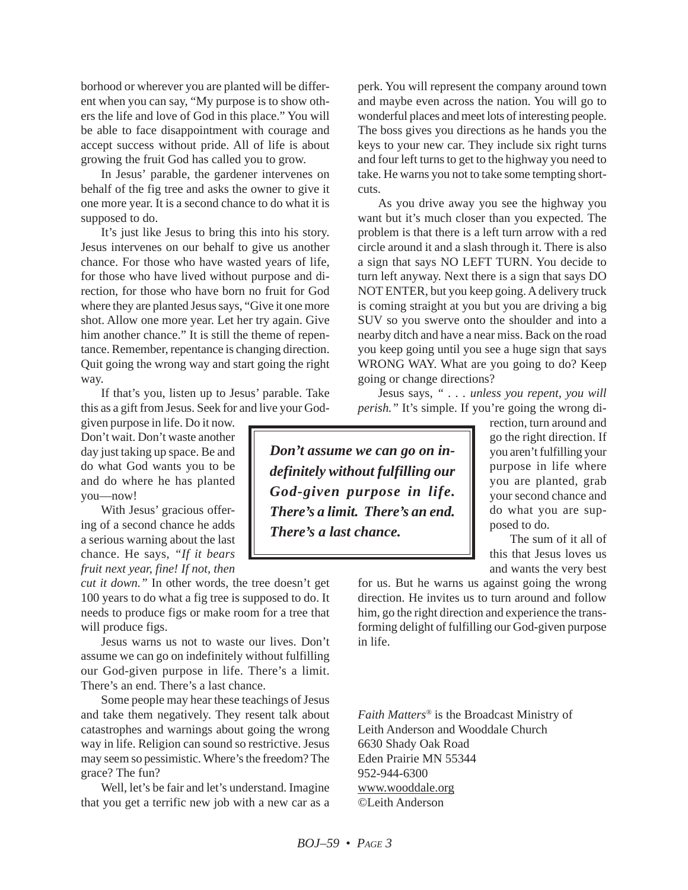borhood or wherever you are planted will be different when you can say, "My purpose is to show others the life and love of God in this place." You will be able to face disappointment with courage and accept success without pride. All of life is about growing the fruit God has called you to grow.

In Jesus' parable, the gardener intervenes on behalf of the fig tree and asks the owner to give it one more year. It is a second chance to do what it is supposed to do.

It's just like Jesus to bring this into his story. Jesus intervenes on our behalf to give us another chance. For those who have wasted years of life, for those who have lived without purpose and direction, for those who have born no fruit for God where they are planted Jesus says, "Give it one more shot. Allow one more year. Let her try again. Give him another chance." It is still the theme of repentance. Remember, repentance is changing direction. Quit going the wrong way and start going the right way.

If that's you, listen up to Jesus' parable. Take this as a gift from Jesus. Seek for and live your God-given purpose in life. Do it now. Don't wait. Don't waste another day just taking up space. Be and do what God wants you to be and do where he has planted you—now!

With Jesus' gracious offering of a second chance he adds a serious warning about the last chance. He says, *"If it bears fruit next year, fine! If not, then cut it down."* In other words, the tree doesn't get 100 years to do what a fig tree is supposed to do. It needs to produce figs or make room for a tree that will produce figs.

Jesus warns us not to waste our lives. Don't assume we can go on indefinitely without fulfilling our God-given purpose in life. There's a limit. There's an end. There's a last chance.

Some people may hear these teachings of Jesus and take them negatively. They resent talk about catastrophes and warnings about going the wrong way in life. Religion can sound so restrictive. Jesus may seem so pessimistic. Where's the freedom? The grace? The fun?

Well, let's be fair and let's understand. Imagine that you get a terrific new job with a new car as a perk. You will represent the company around town and maybe even across the nation. You will go to wonderful places and meet lots of interesting people. The boss gives you directions as he hands you the keys to your new car. They include six right turns and four left turns to get to the highway you need to take. He warns you not to take some tempting shortcuts.

As you drive away you see the highway you want but it's much closer than you expected. The problem is that there is a left turn arrow with a red circle around it and a slash through it. There is also a sign that says NO LEFT TURN. You decide to turn left anyway. Next there is a sign that says DO NOT ENTER, but you keep going. A delivery truck is coming straight at you but you are driving a big SUV so you swerve onto the shoulder and into a nearby ditch and have a near miss. Back on the road you keep going until you see a huge sign that says WRONG WAY. What are you going to do? Keep going or change directions?

Jesus says, *" . . . unless you repent, you will perish."* It's simple. If you're going the wrong direction, turn around and go the right direction. If you aren't fulfilling your purpose in life where you are planted, grab your second chance and do what you are supposed to do.

***Don't assume we can go on indefinitely without fulfilling our God-given purpose in life. There's a limit. There's an end. There's a last chance.***

The sum of it all of this that Jesus loves us and wants the very best for us. But he warns us against going the wrong direction. He invites us to turn around and follow him, go the right direction and experience the transforming delight of fulfilling our God-given purpose in life.

*Faith Matters*® is the Broadcast Ministry of
Leith Anderson and Wooddale Church
6630 Shady Oak Road
Eden Prairie MN 55344
952-944-6300
www.wooddale.org
©Leith Anderson